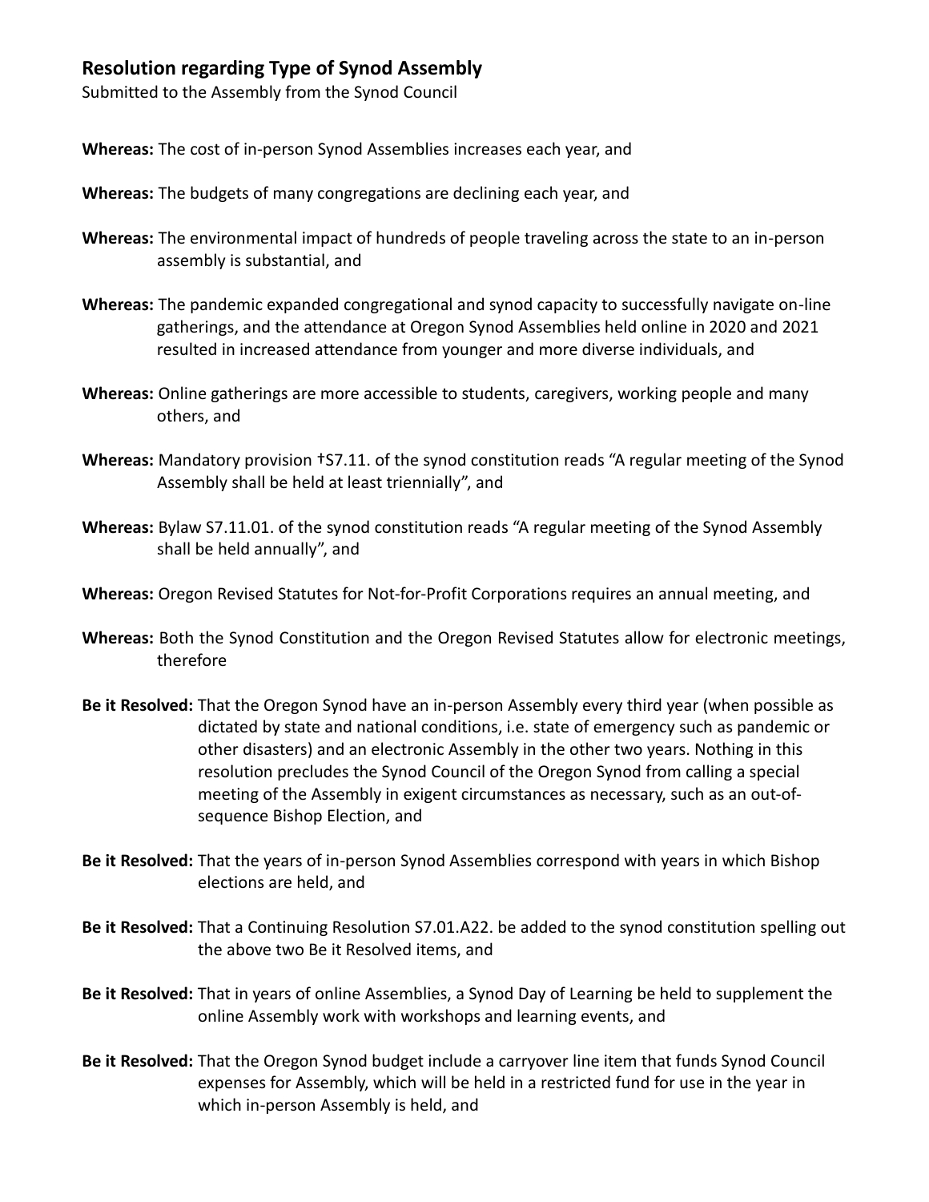## Resolution regarding Type of Synod Assembly

Submitted to the Assembly from the Synod Council

**Whereas:** The cost of in-person Synod Assemblies increases each year, and

**Whereas:** The budgets of many congregations are declining each year, and

**Whereas:** The environmental impact of hundreds of people traveling across the state to an in-person assembly is substantial, and

**Whereas:** The pandemic expanded congregational and synod capacity to successfully navigate on-line gatherings, and the attendance at Oregon Synod Assemblies held online in 2020 and 2021 resulted in increased attendance from younger and more diverse individuals, and

**Whereas:** Online gatherings are more accessible to students, caregivers, working people and many others, and

**Whereas:** Mandatory provision †S7.11. of the synod constitution reads "A regular meeting of the Synod Assembly shall be held at least triennially", and

**Whereas:** Bylaw S7.11.01. of the synod constitution reads "A regular meeting of the Synod Assembly shall be held annually", and

**Whereas:** Oregon Revised Statutes for Not-for-Profit Corporations requires an annual meeting, and

**Whereas:** Both the Synod Constitution and the Oregon Revised Statutes allow for electronic meetings, therefore

**Be it Resolved:** That the Oregon Synod have an in-person Assembly every third year (when possible as dictated by state and national conditions, i.e. state of emergency such as pandemic or other disasters) and an electronic Assembly in the other two years. Nothing in this resolution precludes the Synod Council of the Oregon Synod from calling a special meeting of the Assembly in exigent circumstances as necessary, such as an out-of-sequence Bishop Election, and

**Be it Resolved:** That the years of in-person Synod Assemblies correspond with years in which Bishop elections are held, and

**Be it Resolved:** That a Continuing Resolution S7.01.A22. be added to the synod constitution spelling out the above two Be it Resolved items, and

**Be it Resolved:** That in years of online Assemblies, a Synod Day of Learning be held to supplement the online Assembly work with workshops and learning events, and

**Be it Resolved:** That the Oregon Synod budget include a carryover line item that funds Synod Council expenses for Assembly, which will be held in a restricted fund for use in the year in which in-person Assembly is held, and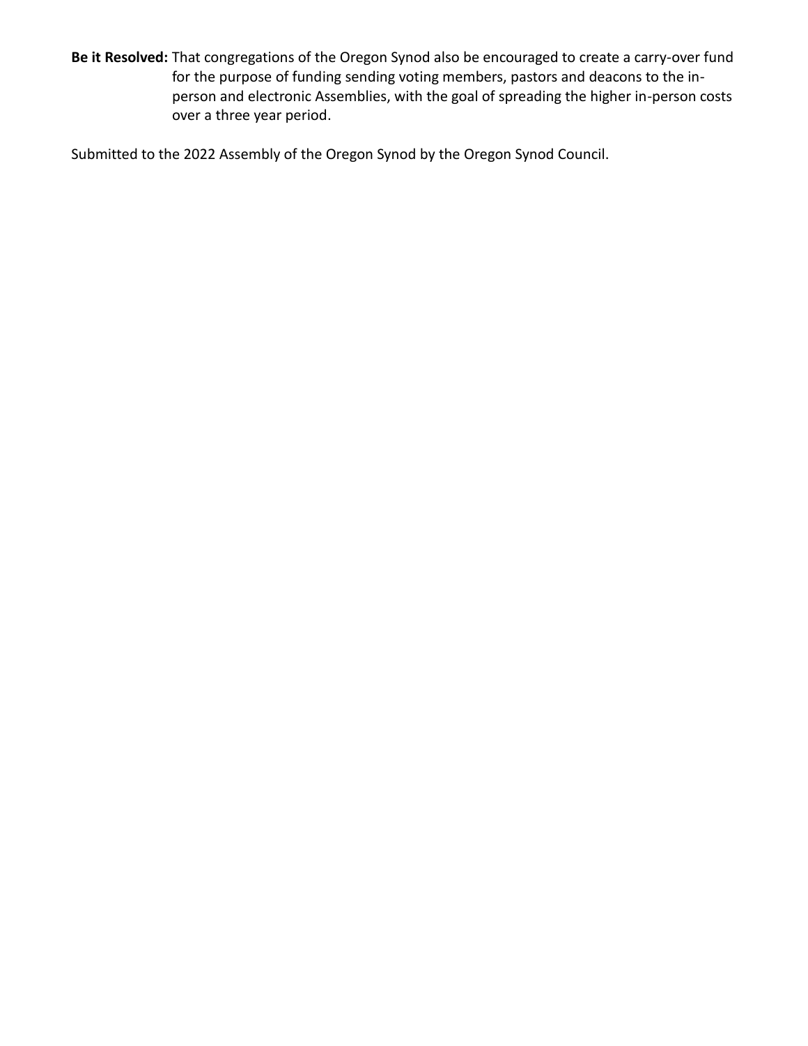**Be it Resolved:** That congregations of the Oregon Synod also be encouraged to create a carry-over fund for the purpose of funding sending voting members, pastors and deacons to the in-person and electronic Assemblies, with the goal of spreading the higher in-person costs over a three year period.

Submitted to the 2022 Assembly of the Oregon Synod by the Oregon Synod Council.